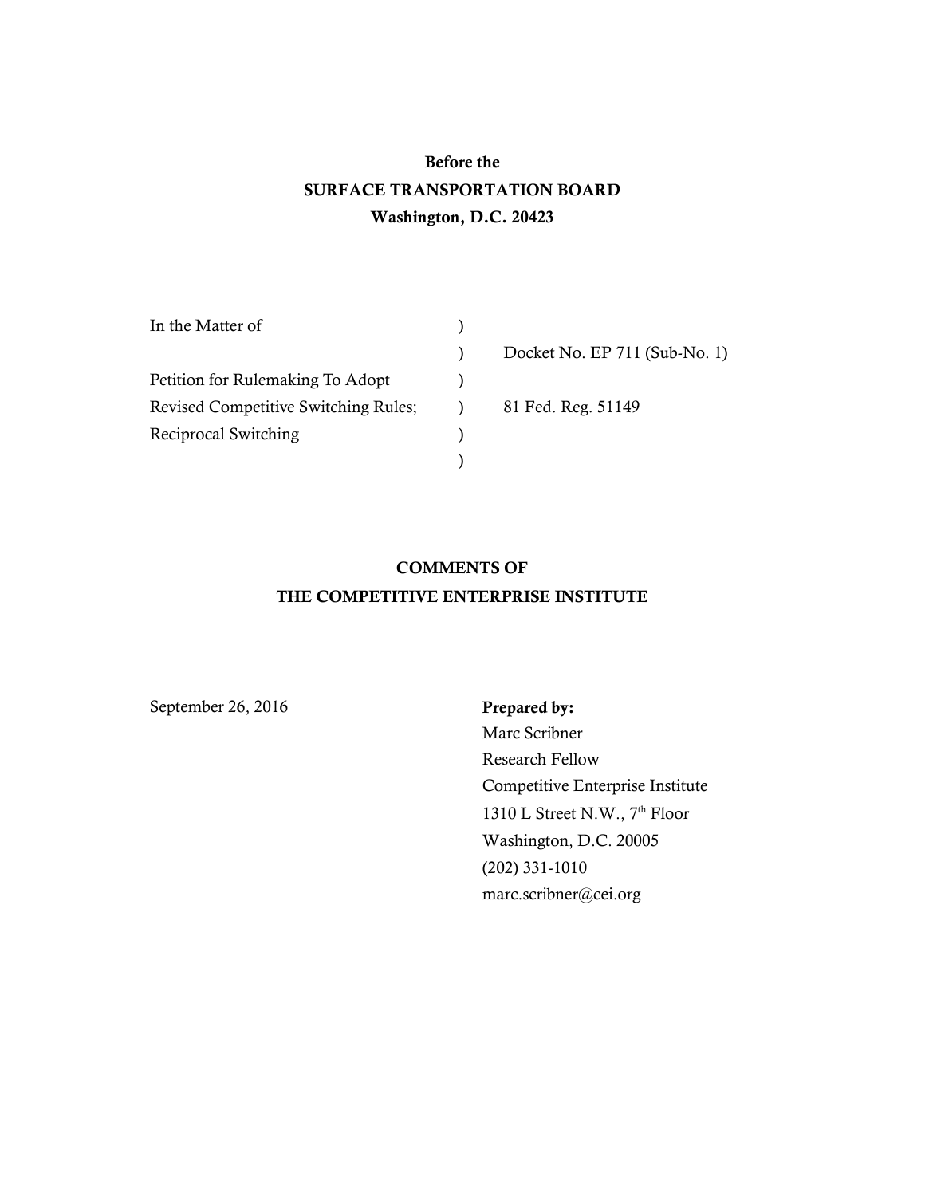**Before the**

**SURFACE TRANSPORTATION BOARD**

**Washington, D.C. 20423**

| | | |
|---|---|---|
| In the Matter of | ) | |
| | ) | Docket No. EP 711 (Sub-No. 1) |
| Petition for Rulemaking To Adopt | ) | |
| Revised Competitive Switching Rules; | ) | 81 Fed. Reg. 51149 |
| Reciprocal Switching | ) | |
| | ) | |

**COMMENTS OF**

**THE COMPETITIVE ENTERPRISE INSTITUTE**

September 26, 2016

**Prepared by:**

Marc Scribner
Research Fellow
Competitive Enterprise Institute
1310 L Street N.W., 7th Floor
Washington, D.C. 20005
(202) 331-1010
marc.scribner@cei.org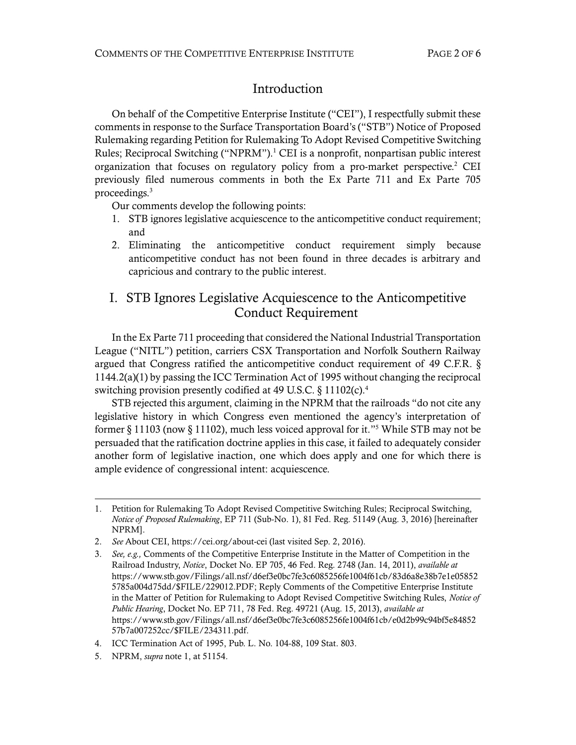## Introduction

On behalf of the Competitive Enterprise Institute ("CEI"), I respectfully submit these comments in response to the Surface Transportation Board's ("STB") Notice of Proposed Rulemaking regarding Petition for Rulemaking To Adopt Revised Competitive Switching Rules; Reciprocal Switching ("NPRM").[1] CEI is a nonprofit, nonpartisan public interest organization that focuses on regulatory policy from a pro-market perspective.[2] CEI previously filed numerous comments in both the Ex Parte 711 and Ex Parte 705 proceedings.[3]

Our comments develop the following points:

1. STB ignores legislative acquiescence to the anticompetitive conduct requirement; and
2. Eliminating the anticompetitive conduct requirement simply because anticompetitive conduct has not been found in three decades is arbitrary and capricious and contrary to the public interest.

## I. STB Ignores Legislative Acquiescence to the Anticompetitive Conduct Requirement

In the Ex Parte 711 proceeding that considered the National Industrial Transportation League ("NITL") petition, carriers CSX Transportation and Norfolk Southern Railway argued that Congress ratified the anticompetitive conduct requirement of 49 C.F.R. § 1144.2(a)(1) by passing the ICC Termination Act of 1995 without changing the reciprocal switching provision presently codified at 49 U.S.C. § 11102(c).[4]

STB rejected this argument, claiming in the NPRM that the railroads "do not cite any legislative history in which Congress even mentioned the agency's interpretation of former § 11103 (now § 11102), much less voiced approval for it."[5] While STB may not be persuaded that the ratification doctrine applies in this case, it failed to adequately consider another form of legislative inaction, one which does apply and one for which there is ample evidence of congressional intent: acquiescence.

---

1. Petition for Rulemaking To Adopt Revised Competitive Switching Rules; Reciprocal Switching, *Notice of Proposed Rulemaking*, EP 711 (Sub-No. 1), 81 Fed. Reg. 51149 (Aug. 3, 2016) [hereinafter NPRM].
2. *See* About CEI, https://cei.org/about-cei (last visited Sep. 2, 2016).
3. *See, e.g.,* Comments of the Competitive Enterprise Institute in the Matter of Competition in the Railroad Industry, *Notice*, Docket No. EP 705, 46 Fed. Reg. 2748 (Jan. 14, 2011), *available at* https://www.stb.gov/Filings/all.nsf/d6ef3e0bc7fe3c6085256fe1004f61cb/83d6a8e38b7e1e058525785a004d75dd/$FILE/229012.PDF; Reply Comments of the Competitive Enterprise Institute in the Matter of Petition for Rulemaking to Adopt Revised Competitive Switching Rules, *Notice of Public Hearing*, Docket No. EP 711, 78 Fed. Reg. 49721 (Aug. 15, 2013), *available at* https://www.stb.gov/Filings/all.nsf/d6ef3e0bc7fe3c6085256fe1004f61cb/e0d2b99c94bf5e8485257b7a007252cc/$FILE/234311.pdf.
4. ICC Termination Act of 1995, Pub. L. No. 104-88, 109 Stat. 803.
5. NPRM, *supra* note 1, at 51154.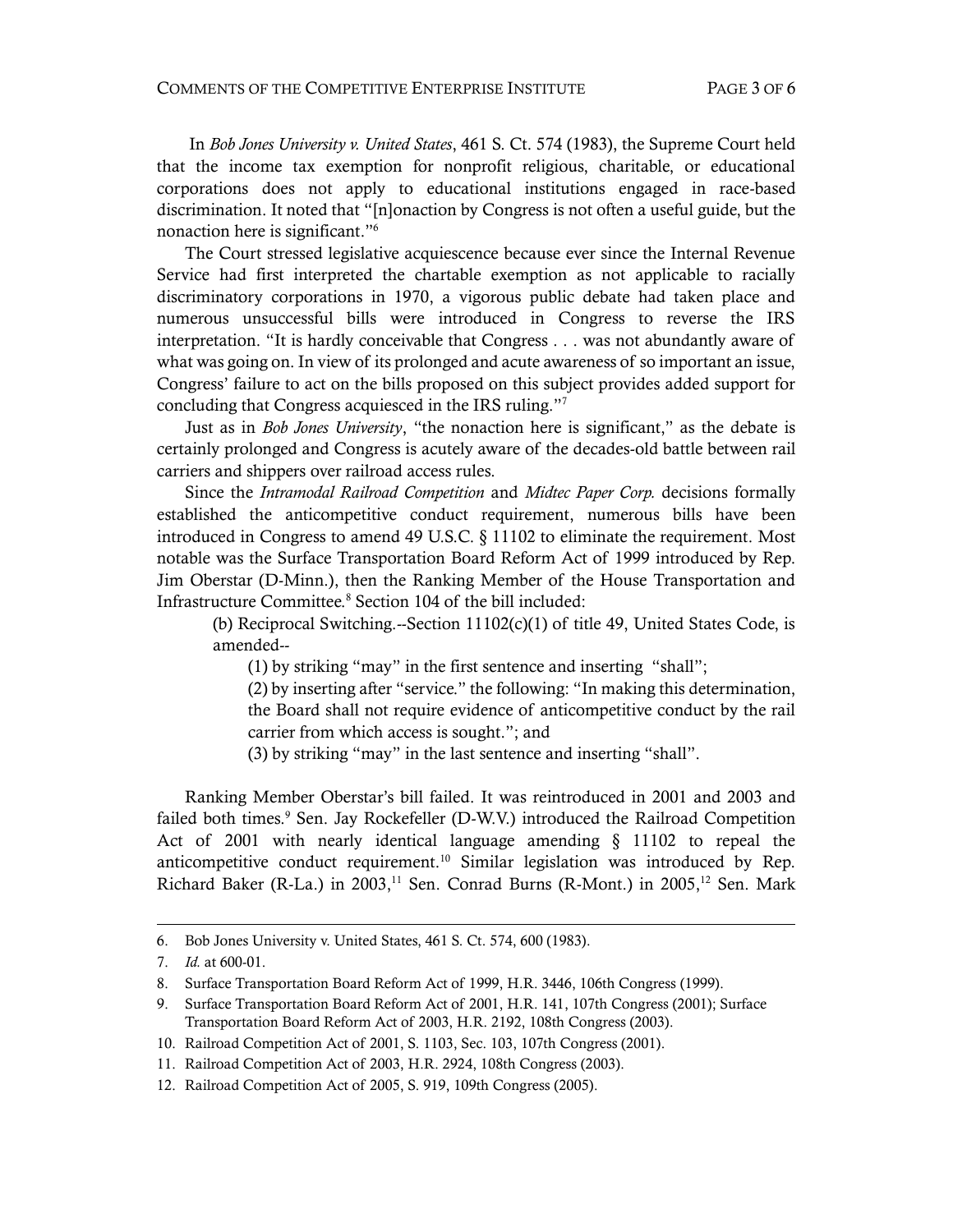In *Bob Jones University v. United States*, 461 S. Ct. 574 (1983), the Supreme Court held that the income tax exemption for nonprofit religious, charitable, or educational corporations does not apply to educational institutions engaged in race-based discrimination. It noted that "[n]onaction by Congress is not often a useful guide, but the nonaction here is significant."[6]

The Court stressed legislative acquiescence because ever since the Internal Revenue Service had first interpreted the chartable exemption as not applicable to racially discriminatory corporations in 1970, a vigorous public debate had taken place and numerous unsuccessful bills were introduced in Congress to reverse the IRS interpretation. "It is hardly conceivable that Congress . . . was not abundantly aware of what was going on. In view of its prolonged and acute awareness of so important an issue, Congress' failure to act on the bills proposed on this subject provides added support for concluding that Congress acquiesced in the IRS ruling."[7]

Just as in *Bob Jones University*, "the nonaction here is significant," as the debate is certainly prolonged and Congress is acutely aware of the decades-old battle between rail carriers and shippers over railroad access rules.

Since the *Intramodal Railroad Competition* and *Midtec Paper Corp.* decisions formally established the anticompetitive conduct requirement, numerous bills have been introduced in Congress to amend 49 U.S.C. § 11102 to eliminate the requirement. Most notable was the Surface Transportation Board Reform Act of 1999 introduced by Rep. Jim Oberstar (D-Minn.), then the Ranking Member of the House Transportation and Infrastructure Committee.[8] Section 104 of the bill included:

> (b) Reciprocal Switching.--Section 11102(c)(1) of title 49, United States Code, is amended--
>
> (1) by striking "may" in the first sentence and inserting "shall";
>
> (2) by inserting after "service." the following: "In making this determination, the Board shall not require evidence of anticompetitive conduct by the rail carrier from which access is sought."; and
>
> (3) by striking "may" in the last sentence and inserting "shall".

Ranking Member Oberstar's bill failed. It was reintroduced in 2001 and 2003 and failed both times.[9] Sen. Jay Rockefeller (D-W.V.) introduced the Railroad Competition Act of 2001 with nearly identical language amending § 11102 to repeal the anticompetitive conduct requirement.[10] Similar legislation was introduced by Rep. Richard Baker (R-La.) in 2003,[11] Sen. Conrad Burns (R-Mont.) in 2005,[12] Sen. Mark

---

6. Bob Jones University v. United States, 461 S. Ct. 574, 600 (1983).
7. *Id.* at 600-01.
8. Surface Transportation Board Reform Act of 1999, H.R. 3446, 106th Congress (1999).
9. Surface Transportation Board Reform Act of 2001, H.R. 141, 107th Congress (2001); Surface Transportation Board Reform Act of 2003, H.R. 2192, 108th Congress (2003).
10. Railroad Competition Act of 2001, S. 1103, Sec. 103, 107th Congress (2001).
11. Railroad Competition Act of 2003, H.R. 2924, 108th Congress (2003).
12. Railroad Competition Act of 2005, S. 919, 109th Congress (2005).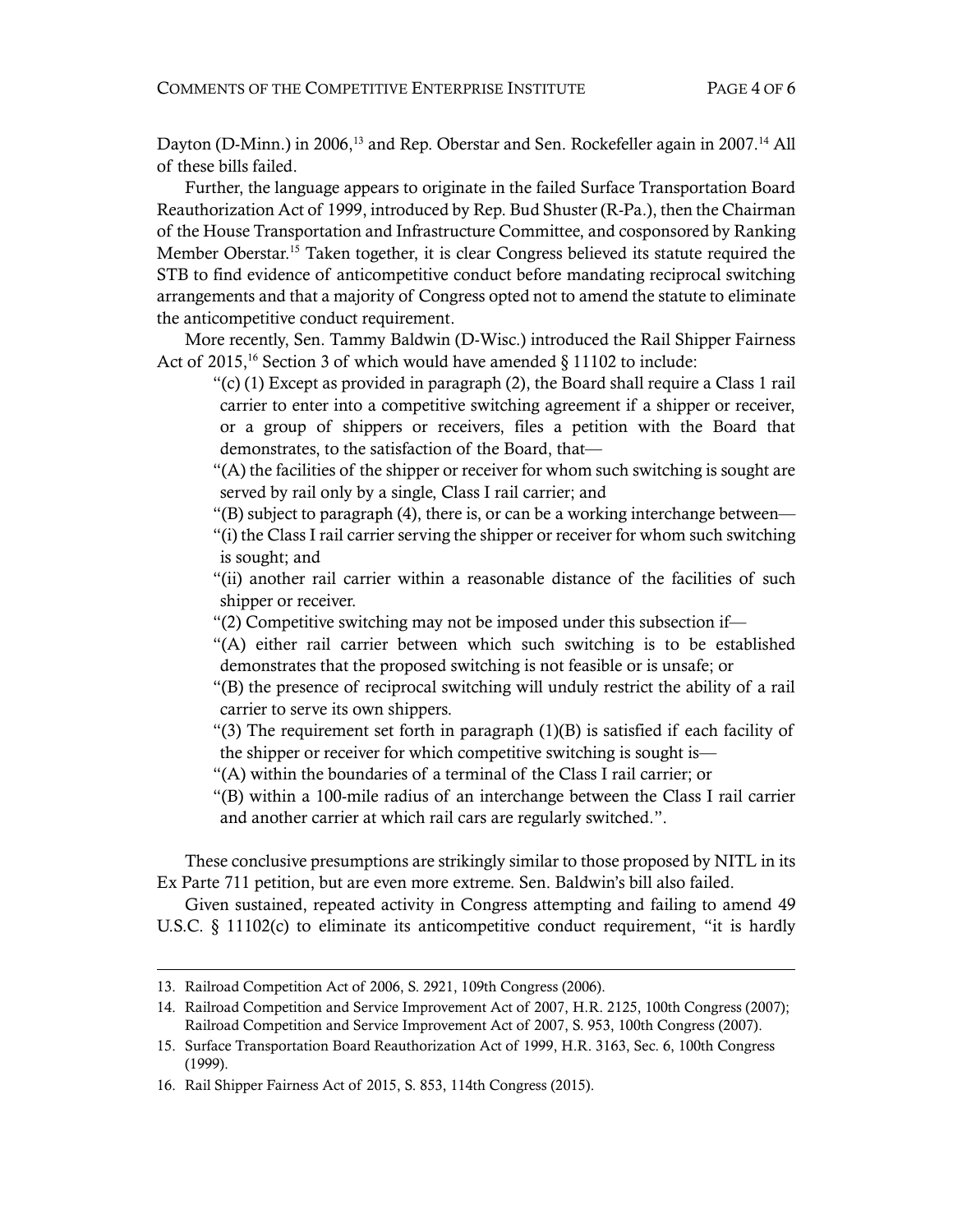Dayton (D-Minn.) in 2006,[13] and Rep. Oberstar and Sen. Rockefeller again in 2007.[14] All of these bills failed.

Further, the language appears to originate in the failed Surface Transportation Board Reauthorization Act of 1999, introduced by Rep. Bud Shuster (R-Pa.), then the Chairman of the House Transportation and Infrastructure Committee, and cosponsored by Ranking Member Oberstar.[15] Taken together, it is clear Congress believed its statute required the STB to find evidence of anticompetitive conduct before mandating reciprocal switching arrangements and that a majority of Congress opted not to amend the statute to eliminate the anticompetitive conduct requirement.

More recently, Sen. Tammy Baldwin (D-Wisc.) introduced the Rail Shipper Fairness Act of 2015,[16] Section 3 of which would have amended § 11102 to include:

> "(c) (1) Except as provided in paragraph (2), the Board shall require a Class 1 rail carrier to enter into a competitive switching agreement if a shipper or receiver, or a group of shippers or receivers, files a petition with the Board that demonstrates, to the satisfaction of the Board, that—
>
> "(A) the facilities of the shipper or receiver for whom such switching is sought are served by rail only by a single, Class I rail carrier; and
>
> "(B) subject to paragraph (4), there is, or can be a working interchange between—
>
> "(i) the Class I rail carrier serving the shipper or receiver for whom such switching is sought; and
>
> "(ii) another rail carrier within a reasonable distance of the facilities of such shipper or receiver.
>
> "(2) Competitive switching may not be imposed under this subsection if—
>
> "(A) either rail carrier between which such switching is to be established demonstrates that the proposed switching is not feasible or is unsafe; or
>
> "(B) the presence of reciprocal switching will unduly restrict the ability of a rail carrier to serve its own shippers.
>
> "(3) The requirement set forth in paragraph (1)(B) is satisfied if each facility of the shipper or receiver for which competitive switching is sought is—
>
> "(A) within the boundaries of a terminal of the Class I rail carrier; or
>
> "(B) within a 100-mile radius of an interchange between the Class I rail carrier and another carrier at which rail cars are regularly switched.".

These conclusive presumptions are strikingly similar to those proposed by NITL in its Ex Parte 711 petition, but are even more extreme. Sen. Baldwin's bill also failed.

Given sustained, repeated activity in Congress attempting and failing to amend 49 U.S.C. § 11102(c) to eliminate its anticompetitive conduct requirement, "it is hardly

---

13. Railroad Competition Act of 2006, S. 2921, 109th Congress (2006).
14. Railroad Competition and Service Improvement Act of 2007, H.R. 2125, 100th Congress (2007); Railroad Competition and Service Improvement Act of 2007, S. 953, 100th Congress (2007).
15. Surface Transportation Board Reauthorization Act of 1999, H.R. 3163, Sec. 6, 100th Congress (1999).
16. Rail Shipper Fairness Act of 2015, S. 853, 114th Congress (2015).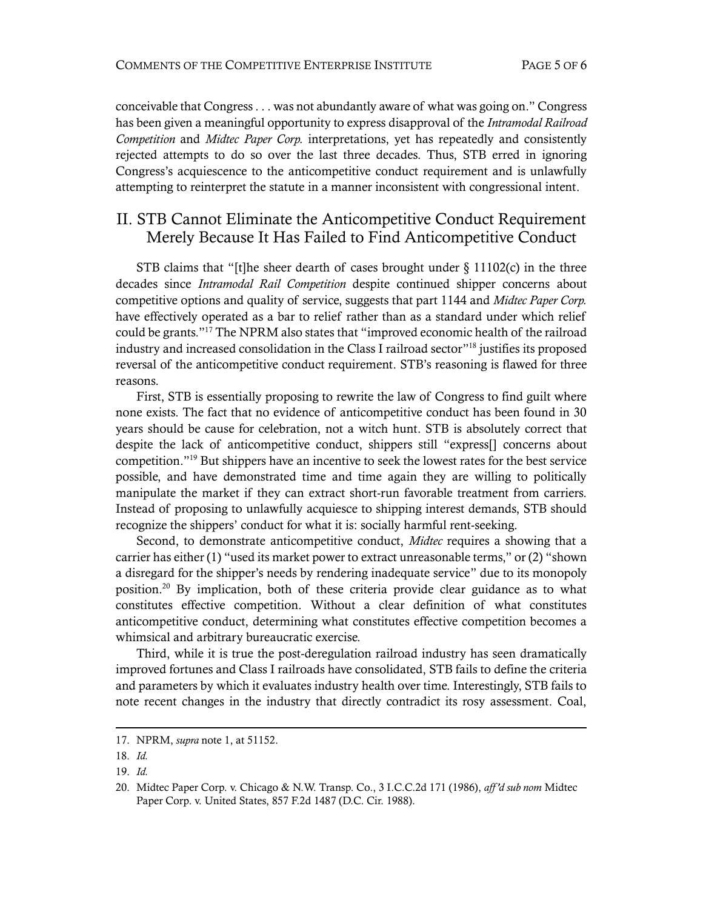conceivable that Congress . . . was not abundantly aware of what was going on." Congress has been given a meaningful opportunity to express disapproval of the *Intramodal Railroad Competition* and *Midtec Paper Corp.* interpretations, yet has repeatedly and consistently rejected attempts to do so over the last three decades. Thus, STB erred in ignoring Congress's acquiescence to the anticompetitive conduct requirement and is unlawfully attempting to reinterpret the statute in a manner inconsistent with congressional intent.

## II. STB Cannot Eliminate the Anticompetitive Conduct Requirement Merely Because It Has Failed to Find Anticompetitive Conduct

STB claims that "[t]he sheer dearth of cases brought under § 11102(c) in the three decades since *Intramodal Rail Competition* despite continued shipper concerns about competitive options and quality of service, suggests that part 1144 and *Midtec Paper Corp.* have effectively operated as a bar to relief rather than as a standard under which relief could be grants."[17] The NPRM also states that "improved economic health of the railroad industry and increased consolidation in the Class I railroad sector"[18] justifies its proposed reversal of the anticompetitive conduct requirement. STB's reasoning is flawed for three reasons.

First, STB is essentially proposing to rewrite the law of Congress to find guilt where none exists. The fact that no evidence of anticompetitive conduct has been found in 30 years should be cause for celebration, not a witch hunt. STB is absolutely correct that despite the lack of anticompetitive conduct, shippers still "express[] concerns about competition."[19] But shippers have an incentive to seek the lowest rates for the best service possible, and have demonstrated time and time again they are willing to politically manipulate the market if they can extract short-run favorable treatment from carriers. Instead of proposing to unlawfully acquiesce to shipping interest demands, STB should recognize the shippers' conduct for what it is: socially harmful rent-seeking.

Second, to demonstrate anticompetitive conduct, *Midtec* requires a showing that a carrier has either (1) "used its market power to extract unreasonable terms," or (2) "shown a disregard for the shipper's needs by rendering inadequate service" due to its monopoly position.[20] By implication, both of these criteria provide clear guidance as to what constitutes effective competition. Without a clear definition of what constitutes anticompetitive conduct, determining what constitutes effective competition becomes a whimsical and arbitrary bureaucratic exercise.

Third, while it is true the post-deregulation railroad industry has seen dramatically improved fortunes and Class I railroads have consolidated, STB fails to define the criteria and parameters by which it evaluates industry health over time. Interestingly, STB fails to note recent changes in the industry that directly contradict its rosy assessment. Coal,

---

17. NPRM, *supra* note 1, at 51152.

18. *Id.*

19. *Id.*

20. Midtec Paper Corp. v. Chicago & N.W. Transp. Co., 3 I.C.C.2d 171 (1986), *aff'd sub nom* Midtec Paper Corp. v. United States, 857 F.2d 1487 (D.C. Cir. 1988).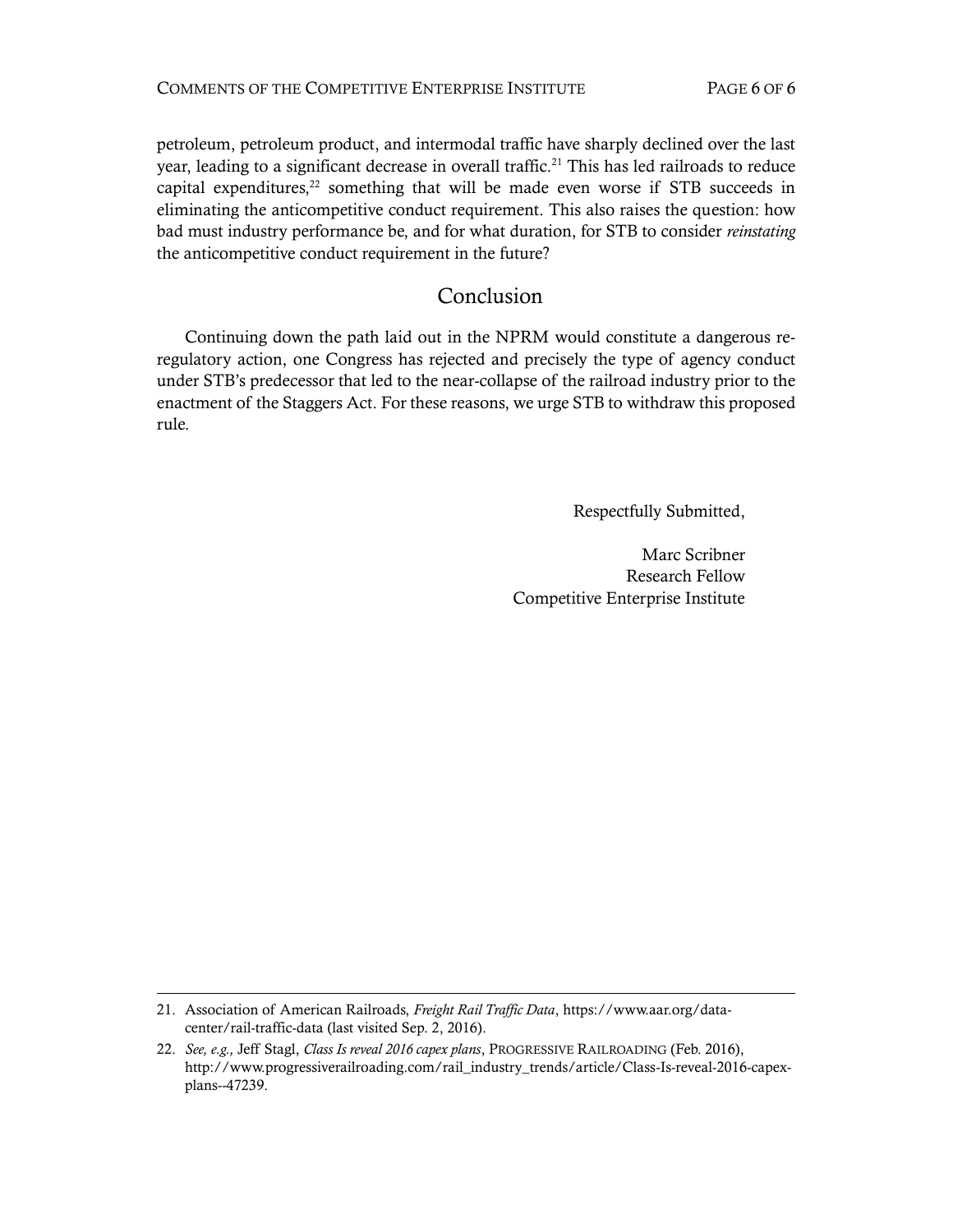petroleum, petroleum product, and intermodal traffic have sharply declined over the last year, leading to a significant decrease in overall traffic.[21] This has led railroads to reduce capital expenditures,[22] something that will be made even worse if STB succeeds in eliminating the anticompetitive conduct requirement. This also raises the question: how bad must industry performance be, and for what duration, for STB to consider *reinstating* the anticompetitive conduct requirement in the future?

## Conclusion

Continuing down the path laid out in the NPRM would constitute a dangerous re-regulatory action, one Congress has rejected and precisely the type of agency conduct under STB's predecessor that led to the near-collapse of the railroad industry prior to the enactment of the Staggers Act. For these reasons, we urge STB to withdraw this proposed rule.

Respectfully Submitted,

Marc Scribner
Research Fellow
Competitive Enterprise Institute

---

21. Association of American Railroads, *Freight Rail Traffic Data*, https://www.aar.org/data-center/rail-traffic-data (last visited Sep. 2, 2016).

22. *See, e.g.,* Jeff Stagl, *Class Is reveal 2016 capex plans*, PROGRESSIVE RAILROADING (Feb. 2016), http://www.progressiverailroading.com/rail_industry_trends/article/Class-Is-reveal-2016-capex-plans--47239.